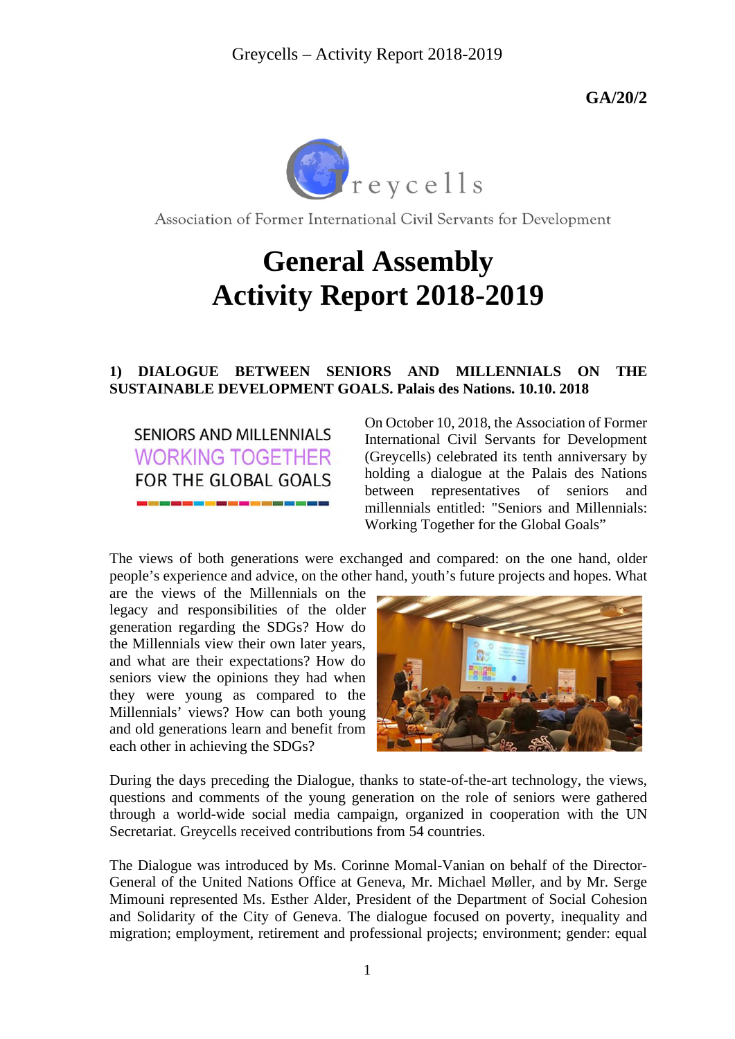**GA/20/2**

Association of Former International Civil Servants for Development

# General Assembly
# Activity Report 2018-2019

### 1) DIALOGUE BETWEEN SENIORS AND MILLENNIALS ON THE SUSTAINABLE DEVELOPMENT GOALS. Palais des Nations. 10.10. 2018

SENIORS AND MILLENNIALS WORKING TOGETHER FOR THE GLOBAL GOALS

On October 10, 2018, the Association of Former International Civil Servants for Development (Greycells) celebrated its tenth anniversary by holding a dialogue at the Palais des Nations between representatives of seniors and millennials entitled: "Seniors and Millennials: Working Together for the Global Goals"

The views of both generations were exchanged and compared: on the one hand, older people's experience and advice, on the other hand, youth's future projects and hopes. What are the views of the Millennials on the legacy and responsibilities of the older generation regarding the SDGs? How do the Millennials view their own later years, and what are their expectations? How do seniors view the opinions they had when they were young as compared to the Millennials' views? How can both young and old generations learn and benefit from each other in achieving the SDGs?

During the days preceding the Dialogue, thanks to state-of-the-art technology, the views, questions and comments of the young generation on the role of seniors were gathered through a world-wide social media campaign, organized in cooperation with the UN Secretariat. Greycells received contributions from 54 countries.

The Dialogue was introduced by Ms. Corinne Momal-Vanian on behalf of the Director-General of the United Nations Office at Geneva, Mr. Michael Møller, and by Mr. Serge Mimouni represented Ms. Esther Alder, President of the Department of Social Cohesion and Solidarity of the City of Geneva. The dialogue focused on poverty, inequality and migration; employment, retirement and professional projects; environment; gender: equal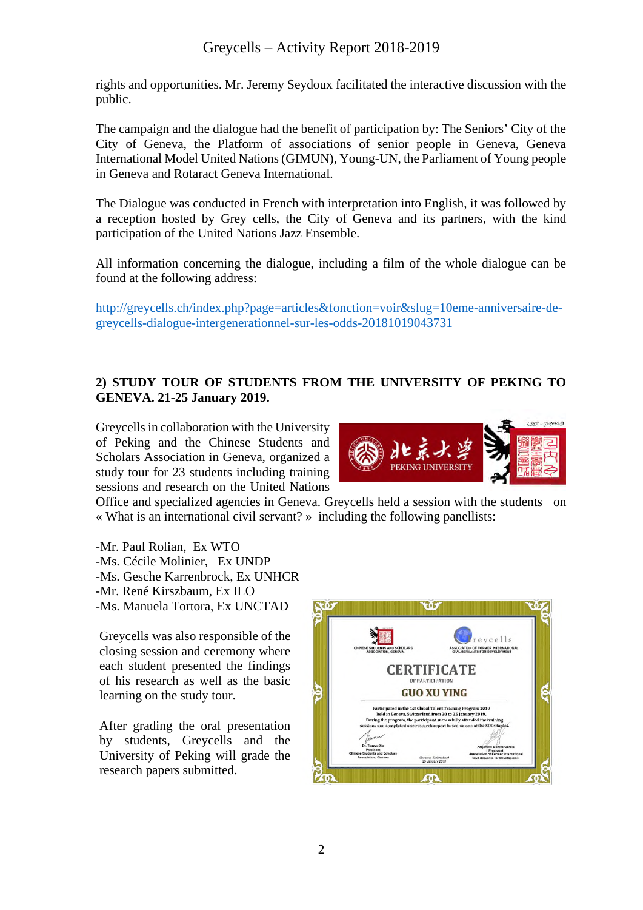rights and opportunities. Mr. Jeremy Seydoux facilitated the interactive discussion with the public.

The campaign and the dialogue had the benefit of participation by: The Seniors' City of the City of Geneva, the Platform of associations of senior people in Geneva, Geneva International Model United Nations (GIMUN), Young-UN, the Parliament of Young people in Geneva and Rotaract Geneva International.

The Dialogue was conducted in French with interpretation into English, it was followed by a reception hosted by Grey cells, the City of Geneva and its partners, with the kind participation of the United Nations Jazz Ensemble.

All information concerning the dialogue, including a film of the whole dialogue can be found at the following address:

http://greycells.ch/index.php?page=articles&fonction=voir&slug=10eme-anniversaire-de-greycells-dialogue-intergenerationnel-sur-les-odds-20181019043731

## 2) STUDY TOUR OF STUDENTS FROM THE UNIVERSITY OF PEKING TO GENEVA. 21-25 January 2019.

Greycells in collaboration with the University of Peking and the Chinese Students and Scholars Association in Geneva, organized a study tour for 23 students including training sessions and research on the United Nations Office and specialized agencies in Geneva. Greycells held a session with the students on « What is an international civil servant? » including the following panellists:

- -Mr. Paul Rolian, Ex WTO
- -Ms. Cécile Molinier, Ex UNDP
- -Ms. Gesche Karrenbrock, Ex UNHCR
- -Mr. René Kirszbaum, Ex ILO
- -Ms. Manuela Tortora, Ex UNCTAD

Greycells was also responsible of the closing session and ceremony where each student presented the findings of his research as well as the basic learning on the study tour.

After grading the oral presentation by students, Greycells and the University of Peking will grade the research papers submitted.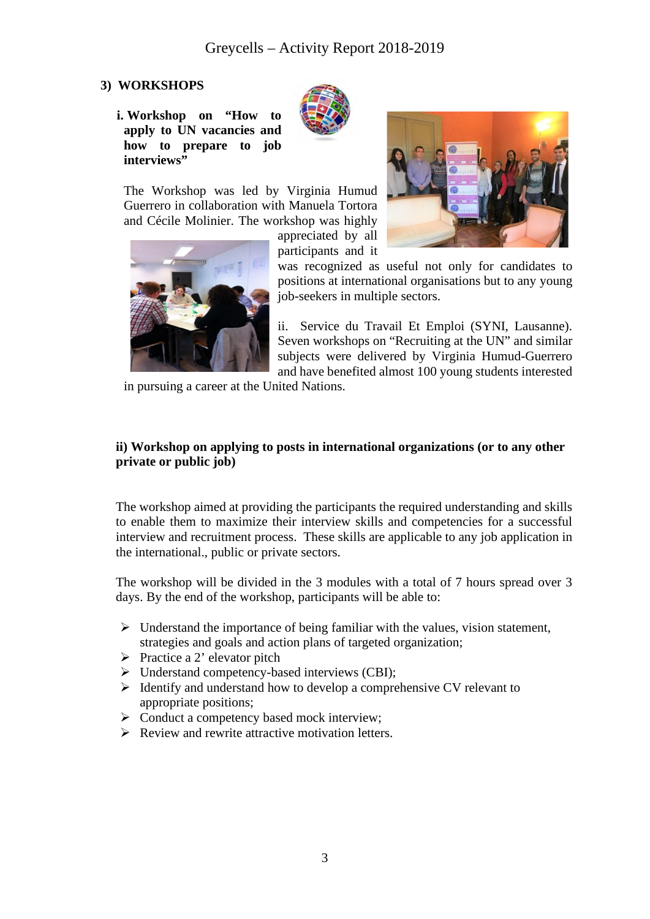## 3) WORKSHOPS

**i. Workshop on "How to apply to UN vacancies and how to prepare to job interviews"**

The Workshop was led by Virginia Humud Guerrero in collaboration with Manuela Tortora and Cécile Molinier. The workshop was highly appreciated by all participants and it was recognized as useful not only for candidates to positions at international organisations but to any young job-seekers in multiple sectors.

ii. Service du Travail Et Emploi (SYNI, Lausanne). Seven workshops on "Recruiting at the UN" and similar subjects were delivered by Virginia Humud-Guerrero and have benefited almost 100 young students interested in pursuing a career at the United Nations.

**ii) Workshop on applying to posts in international organizations (or to any other private or public job)**

The workshop aimed at providing the participants the required understanding and skills to enable them to maximize their interview skills and competencies for a successful interview and recruitment process. These skills are applicable to any job application in the international., public or private sectors.

The workshop will be divided in the 3 modules with a total of 7 hours spread over 3 days. By the end of the workshop, participants will be able to:

- Understand the importance of being familiar with the values, vision statement, strategies and goals and action plans of targeted organization;
- Practice a 2' elevator pitch
- Understand competency-based interviews (CBI);
- Identify and understand how to develop a comprehensive CV relevant to appropriate positions;
- Conduct a competency based mock interview;
- Review and rewrite attractive motivation letters.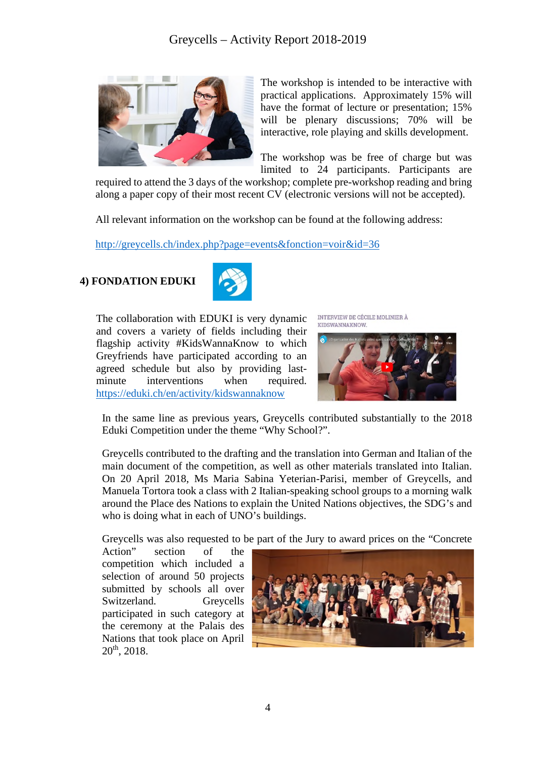The workshop is intended to be interactive with practical applications. Approximately 15% will have the format of lecture or presentation; 15% will be plenary discussions; 70% will be interactive, role playing and skills development.

The workshop was be free of charge but was limited to 24 participants. Participants are required to attend the 3 days of the workshop; complete pre-workshop reading and bring along a paper copy of their most recent CV (electronic versions will not be accepted).

All relevant information on the workshop can be found at the following address:

http://greycells.ch/index.php?page=events&fonction=voir&id=36

## 4) FONDATION EDUKI

The collaboration with EDUKI is very dynamic and covers a variety of fields including their flagship activity #KidsWannaKnow to which Greyfriends have participated according to an agreed schedule but also by providing last-minute interventions when required. https://eduki.ch/en/activity/kidswannaknow

INTERVIEW DE CÉCILE MOLINIER À KIDSWANNAKNOW.

In the same line as previous years, Greycells contributed substantially to the 2018 Eduki Competition under the theme "Why School?".

Greycells contributed to the drafting and the translation into German and Italian of the main document of the competition, as well as other materials translated into Italian. On 20 April 2018, Ms Maria Sabina Yeterian-Parisi, member of Greycells, and Manuela Tortora took a class with 2 Italian-speaking school groups to a morning walk around the Place des Nations to explain the United Nations objectives, the SDG's and who is doing what in each of UNO's buildings.

Greycells was also requested to be part of the Jury to award prices on the "Concrete Action" section of the competition which included a selection of around 50 projects submitted by schools all over Switzerland. Greycells participated in such category at the ceremony at the Palais des Nations that took place on April 20th, 2018.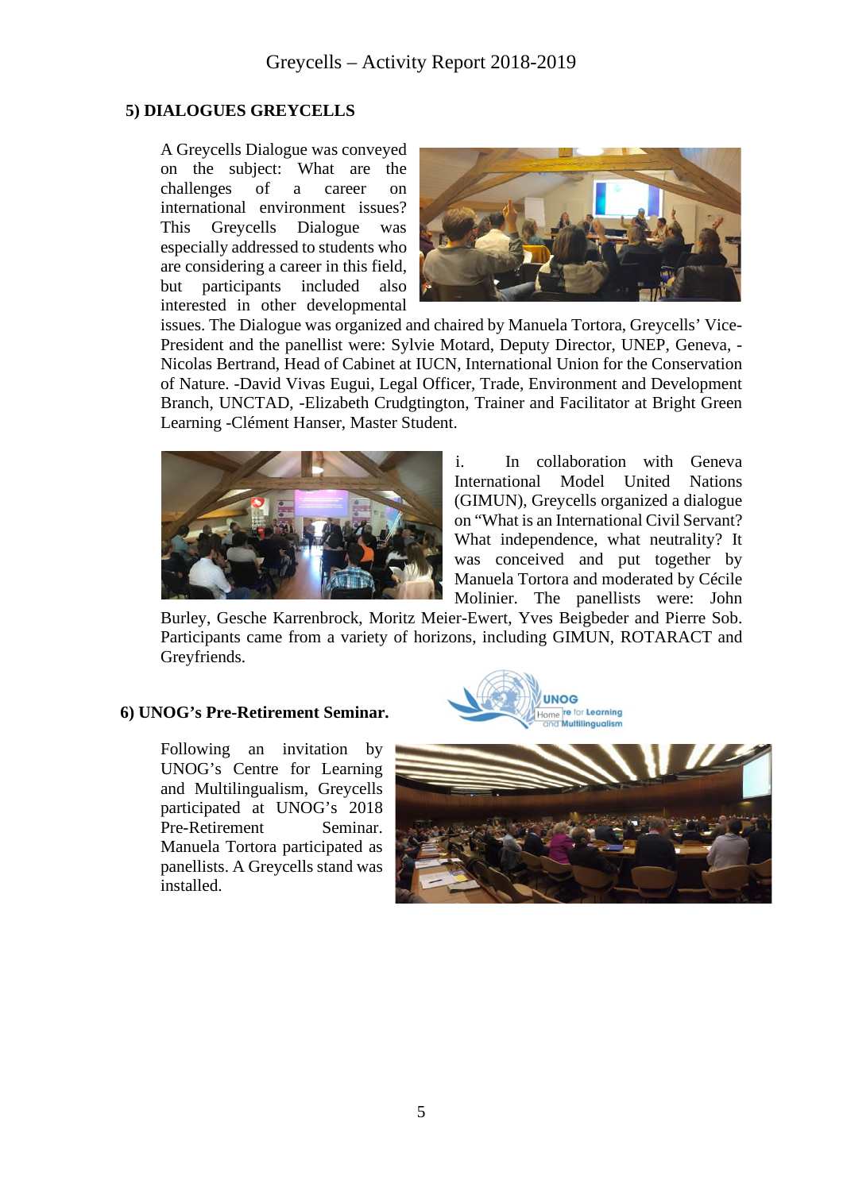## 5) DIALOGUES GREYCELLS

A Greycells Dialogue was conveyed on the subject: What are the challenges of a career on international environment issues? This Greycells Dialogue was especially addressed to students who are considering a career in this field, but participants included also interested in other developmental issues. The Dialogue was organized and chaired by Manuela Tortora, Greycells' Vice-President and the panellist were: Sylvie Motard, Deputy Director, UNEP, Geneva, -Nicolas Bertrand, Head of Cabinet at IUCN, International Union for the Conservation of Nature. -David Vivas Eugui, Legal Officer, Trade, Environment and Development Branch, UNCTAD, -Elizabeth Crudgtington, Trainer and Facilitator at Bright Green Learning -Clément Hanser, Master Student.

i. In collaboration with Geneva International Model United Nations (GIMUN), Greycells organized a dialogue on "What is an International Civil Servant? What independence, what neutrality? It was conceived and put together by Manuela Tortora and moderated by Cécile Molinier. The panellists were: John Burley, Gesche Karrenbrock, Moritz Meier-Ewert, Yves Beigbeder and Pierre Sob. Participants came from a variety of horizons, including GIMUN, ROTARACT and Greyfriends.

## 6) UNOG's Pre-Retirement Seminar.

Following an invitation by UNOG's Centre for Learning and Multilingualism, Greycells participated at UNOG's 2018 Pre-Retirement Seminar. Manuela Tortora participated as panellists. A Greycells stand was installed.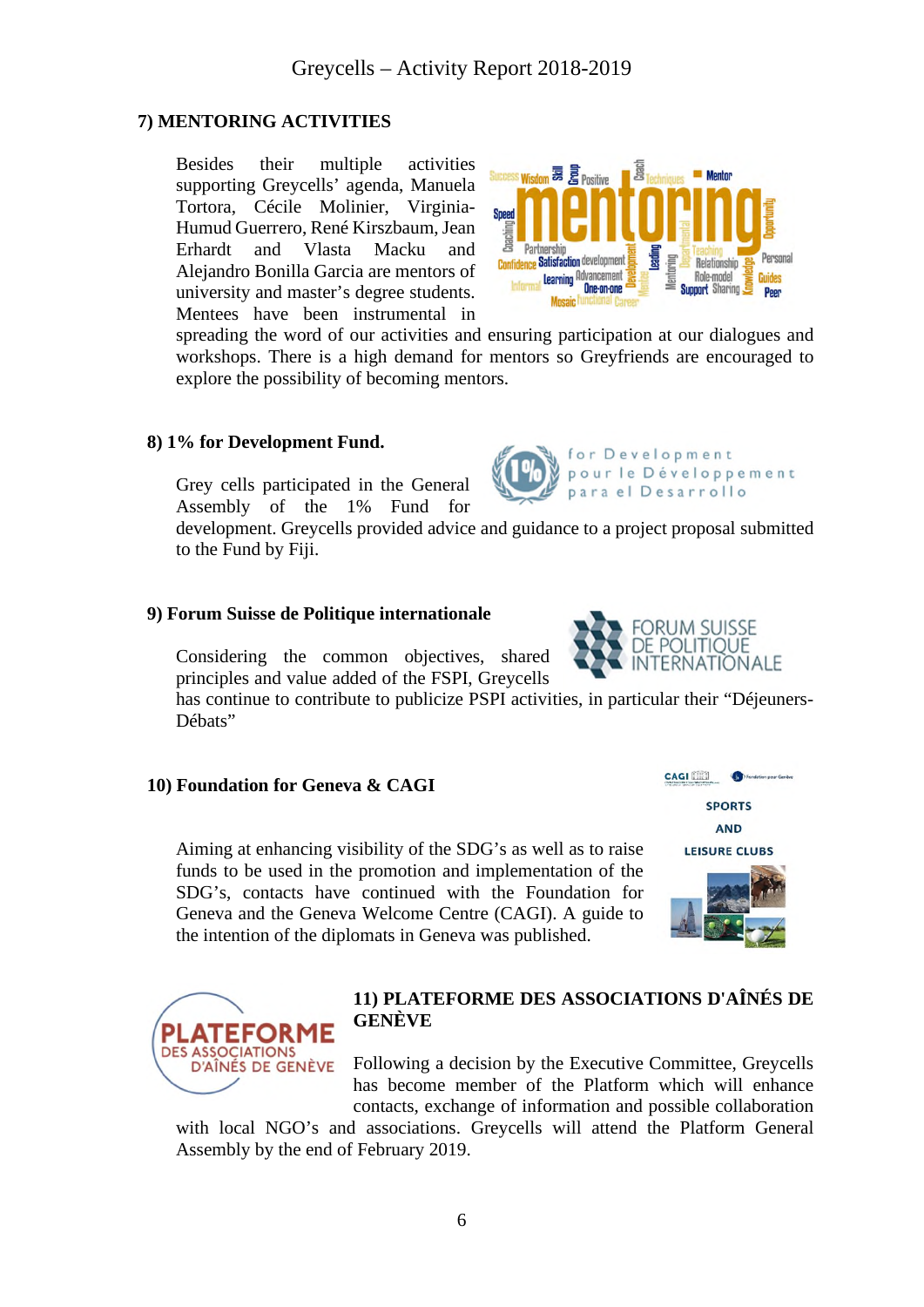## 7) MENTORING ACTIVITIES

Besides their multiple activities supporting Greycells' agenda, Manuela Tortora, Cécile Molinier, Virginia-Humud Guerrero, René Kirszbaum, Jean Erhardt and Vlasta Macku and Alejandro Bonilla Garcia are mentors of university and master's degree students. Mentees have been instrumental in spreading the word of our activities and ensuring participation at our dialogues and workshops. There is a high demand for mentors so Greyfriends are encouraged to explore the possibility of becoming mentors.

## 8) 1% for Development Fund.

Grey cells participated in the General Assembly of the 1% Fund for development. Greycells provided advice and guidance to a project proposal submitted to the Fund by Fiji.

## 9) Forum Suisse de Politique internationale

Considering the common objectives, shared principles and value added of the FSPI, Greycells has continue to contribute to publicize PSPI activities, in particular their "Déjeuners-Débats"

## 10) Foundation for Geneva & CAGI

Aiming at enhancing visibility of the SDG's as well as to raise funds to be used in the promotion and implementation of the SDG's, contacts have continued with the Foundation for Geneva and the Geneva Welcome Centre (CAGI). A guide to the intention of the diplomats in Geneva was published.

## 11) PLATEFORME DES ASSOCIATIONS D'AÎNÉS DE GENÈVE

Following a decision by the Executive Committee, Greycells has become member of the Platform which will enhance contacts, exchange of information and possible collaboration with local NGO's and associations. Greycells will attend the Platform General Assembly by the end of February 2019.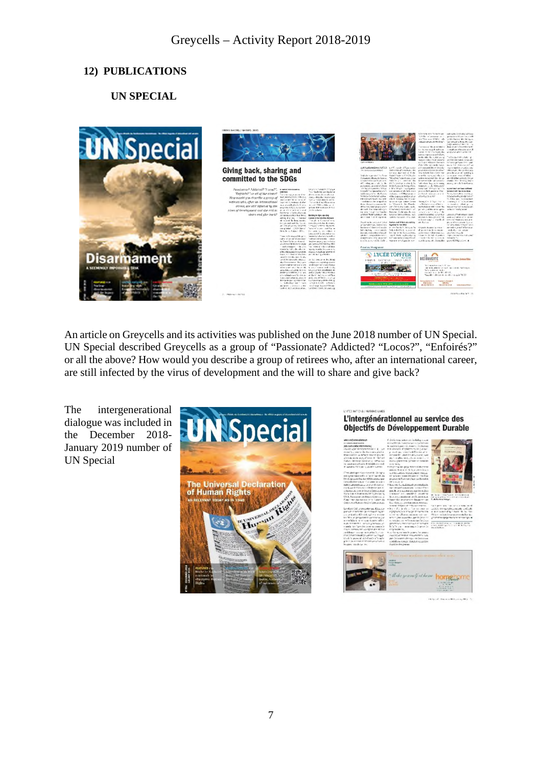## 12) PUBLICATIONS

### UN SPECIAL

An article on Greycells and its activities was published on the June 2018 number of UN Special. UN Special described Greycells as a group of "Passionate? Addicted? "Locos?", "Enfoirés?" or all the above? How would you describe a group of retirees who, after an international career, are still infected by the virus of development and the will to share and give back?

The intergenerational dialogue was included in the December 2018-January 2019 number of UN Special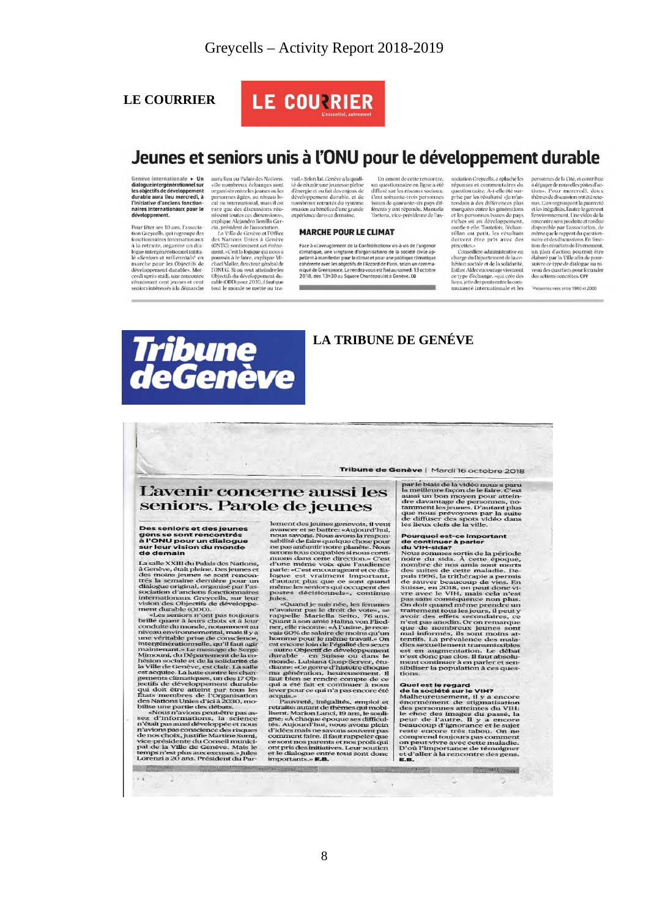## LE COURRIER

# Jeunes et seniors unis à l'ONU pour le développement durable

**Genève internationale ▸ Un dialogue intergénérationnel sur les objectifs de développement durable aura lieu mercredi, à l'initiative d'anciens fonctionnaires internationaux pour le développement.**

Pour fêter ses 10 ans, l'association Greycells, qui regroupe des fonctionnaires internationaux à la retraite, organise un dialogue intergénérationnel intitulé «Seniors et millennials[1] en marche pour les Objectifs de développement durable». Mercredi après-midi, une rencontre réunissant cent jeunes et cent seniors intéressés à la démarche aura lieu au Palais des Nations. «De nombreux échanges sont organisés entre les jeunes ou les personnes âgées, au niveau local ou international, mais il est rare que des discussions réunissent toutes ces dimensions», explique Alejandro Bonilla Garcia, président de l'association.

La Ville de Genève et l'Office des Nations Unies à Genève (ONUG) soutiennent cet événement. «C'est la logique qui nous a poussés à le faire, explique Michael Møller, directeur général de l'ONUG. Si on veut atteindre les Objectifs du développement durable (ODD) pour 2030, il faut que tout le monde se mette au travail.» Selon lui, Genève a la qualité de réunir une jeunesse pleine d'énergie et au fait des enjeux de développement durable, et de nombreux retraités du système onusien au bénéfice d'une grande expérience dans ce domaine.

En amont de cette rencontre, un questionnaire en ligne a été diffusé sur les réseaux sociaux. Cent soixante-trois personnes issues de quarante-six pays différents y ont répondu. Manuela Tortora, vice-présidente de l'association Greycells, a épluché les réponses et commentaires du questionnaire. A-t-elle été surprise par les résultats? «Je m'attendais à des différences plus marquées entre les générations et les personnes issues de pays riches ou en développement, confie-t-elle. Toutefois, l'échantillon est petit, les résultats doivent être pris avec des pincettes.»

Conseillère administrative en charge du Département de la cohésion sociale et de la solidarité, Esther Alder encourage vivement ce type d'échange, «qui crée des liens, jette des ponts entre la communauté internationale et les personnes de la Cité, et contribue à dégager de nouvelles pistes d'action». Pour mercredi, deux thèmes de discussion ont été retenus. L'un regroupant la pauvreté et les inégalités, l'autre le genre et l'environnement. Une vidéo de la rencontre sera produite et rendue disponible par l'association, de même que le rapport du questionnaire et des discussions. En fonction des résultats de l'événement, un plan d'action pourrait être élaboré par la Ville afin de poursuivre ce type de dialogue au niveau des quartiers pour formuler des actions concrètes. **CVY**

[1] Personnes nées entre 1980 et 2000

### MARCHE POUR LE CLIMAT

Face à «l'aveuglement de la Confédération» vis-à-vis de l'urgence climatique, une vingtaine d'organisations de la société civile appellent à manifester pour le climat et pour une politique climatique cohérente avec les objectifs de l'Accord de Paris, selon un communiqué de Greenpeace. Le rendez-vous est fixé au samedi 13 octobre 2018, dès 13h30 au Square Chantepoulet à Genève. **CO**

## LA TRIBUNE DE GENÈVE

Tribune de Genève | Mardi 16 octobre 2018

# L'avenir concerne aussi les seniors. Parole de jeunes

**Des seniors et des jeunes gens se sont rencontrés à l'ONU pour un dialogue sur leur vision du monde de demain**

La salle XXIII du Palais des Nations, à Genève, était pleine. Des jeunes et des moins jeunes se sont rencontrés la semaine dernière pour un dialogue original, organisé par l'association d'anciens fonctionnaires internationaux Greycells, sur leur vision des Objectifs de développement durable (ODD).

«Les seniors n'ont pas toujours brillé quant à leurs choix et à leur conduite du monde, notamment au niveau environnemental, mais il y a une véritable prise de conscience, intergénérationnelle, qu'il faut agir maintenant.» Le message de Serge Mimouni, du Département de la cohésion sociale et de la solidarité de la Ville de Genève, est clair. La salle est acquise. La lutte contre les changements climatiques, un des 17 Objectifs de développement durable qui doit être atteint par tous les États membres de l'Organisation des Nations Unies d'ici à 2030, mobilise une partie des débats.

«Nous n'avions peut-être pas assez d'informations, la science n'était pas aussi développée et nous n'avions pas conscience des risques de nos choix», justifie Martine Sumi, vice-présidente du Conseil municipal de la Ville de Genève. Mais le temps n'est plus aux excuses.» Jules Lorenzi a 20 ans. Président du Parlement des jeunes genevois, il veut avancer et se battre: «Aujourd'hui, nous savons. Nous avons la responsabilité de faire quelque chose pour ne pas anéantir notre planète. Nous serons tous coupables si nous continuons dans cette direction.» C'est d'une même voix que l'audience parle: «C'est encourageant et ce dialogue est vraiment important, d'autant plus que ce sont quand même les seniors qui occupent des postes décisionnels», continue Jules.

«Quand je suis née, les femmes n'avaient pas le droit de vote», se rappelle Mariella Seito, 76 ans. Quant à son amie Halina von Fliedner, elle raconte: «A l'usine, je recevais 60% de salaire de moins qu'un homme pour le même travail.» On est encore loin de l'égalité des sexes – autre Objectif de développement durable – en Suisse et dans le monde. Lubiana Gosp-Server, étudiante: «Ce genre d'histoire choque ma génération, heureusement. Il faut bien se rendre compte de ce qui a été fait et continuer à nous lever pour ce qui n'a pas encore été acquis.»

Pauvreté, inégalités, emploi et retraite: autant de thèmes qui mobilisent. Marion Lanci, 19 ans, le souligne: «A chaque époque ses difficultés. Aujourd'hui, nous avons plein d'idées mais ne savons souvent pas comment faire. Il faut rappeler que ce sont nos parents et nos profs qui ont pris des initiatives. Leur soutien et le dialogue entre tous sont donc importants.» **E.B.**

par le biais de la vidéo nous a paru la meilleure façon de le faire. C'est aussi un bon moyen pour atteindre davantage de personnes, notamment les jeunes. D'autant plus que nous prévoyons par la suite de diffuser des spots vidéo dans les lieux clefs de la ville.

**Pourquoi est-ce important de continuer à parler du VIH-sida?**

Nous sommes sortis de la période noire du sida. À cette époque, nombre de nos amis sont morts des suites de cette maladie. Depuis 1996, la trithérapie a permis de sauver beaucoup de vies. En Suisse, en 2018, on peut donc vivre avec le VIH, mais cela n'est pas sans conséquence non plus. On doit quand même prendre un traitement tous les jours, il peut y avoir des effets secondaires, ce n'est pas anodin. Or on remarque que de nombreux jeunes sont mal informés, ils sont moins attentifs. La prévalence des maladies sexuellement transmissibles est en augmentation. Le débat n'est donc pas clos. Il faut absolument continuer à en parler et sensibiliser la population à ces questions.

**Quel est le regard de la société sur le VIH?**

Malheureusement, il y a encore énormément de stigmatisation des personnes atteintes du VIH: le choc des images du passé, la peur de l'autre. Il y a encore beaucoup d'ignorance et le sujet reste encore très tabou. On ne comprend toujours pas comment on peut vivre avec cette maladie. D'où l'importance de témoigner et d'aller à la rencontre des gens. **E.B.**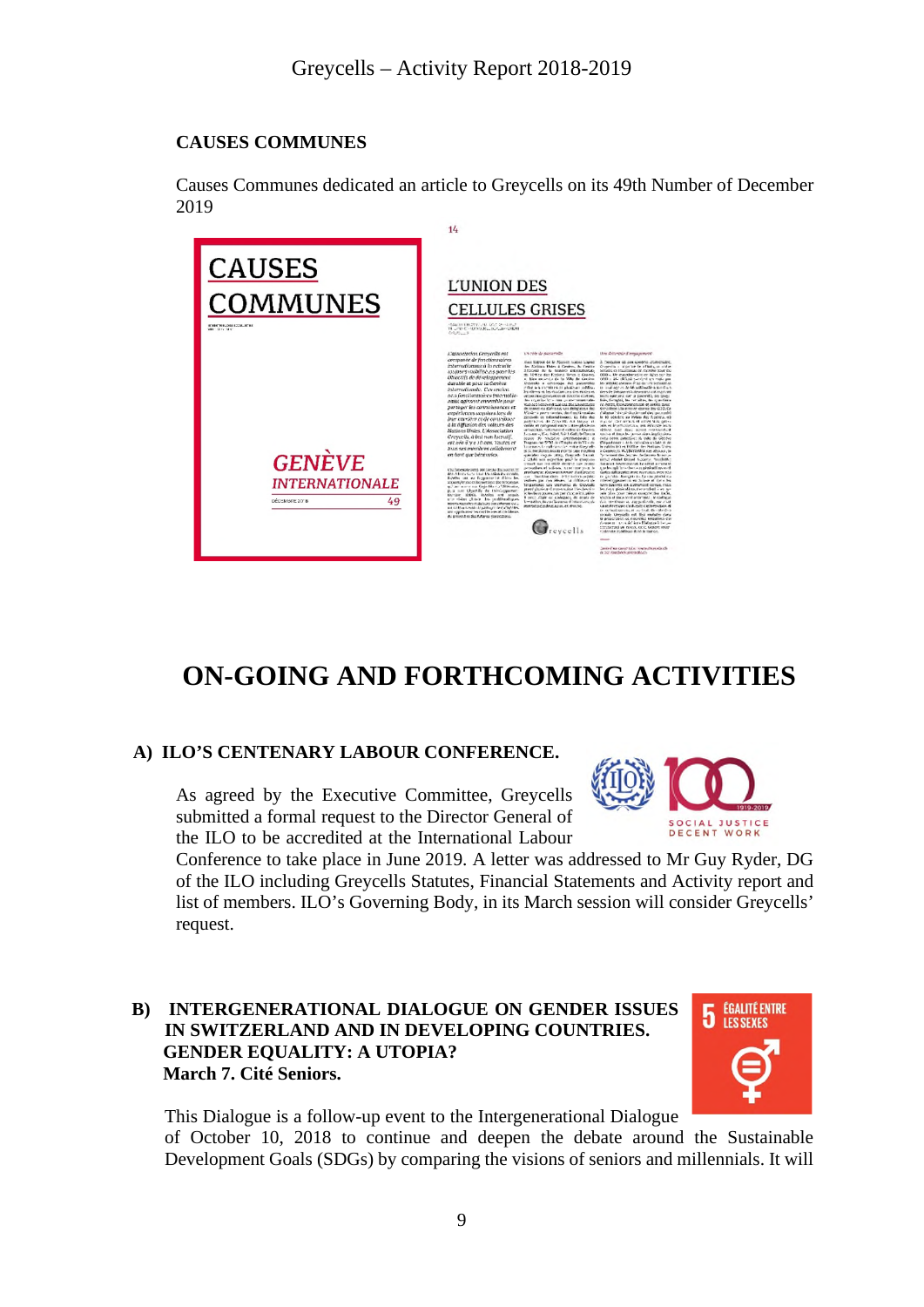**CAUSES COMMUNES**

Causes Communes dedicated an article to Greycells on its 49th Number of December 2019

# ON-GOING AND FORTHCOMING ACTIVITIES

## A) ILO'S CENTENARY LABOUR CONFERENCE.

As agreed by the Executive Committee, Greycells submitted a formal request to the Director General of the ILO to be accredited at the International Labour Conference to take place in June 2019. A letter was addressed to Mr Guy Ryder, DG of the ILO including Greycells Statutes, Financial Statements and Activity report and list of members. ILO's Governing Body, in its March session will consider Greycells' request.

## B) INTERGENERATIONAL DIALOGUE ON GENDER ISSUES IN SWITZERLAND AND IN DEVELOPING COUNTRIES. GENDER EQUALITY: A UTOPIA? March 7. Cité Seniors.

This Dialogue is a follow-up event to the Intergenerational Dialogue of October 10, 2018 to continue and deepen the debate around the Sustainable Development Goals (SDGs) by comparing the visions of seniors and millennials. It will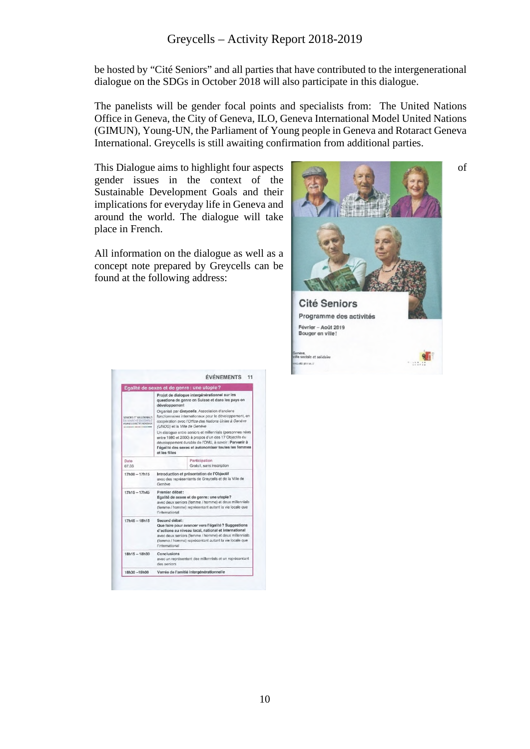be hosted by "Cité Seniors" and all parties that have contributed to the intergenerational dialogue on the SDGs in October 2018 will also participate in this dialogue.

The panelists will be gender focal points and specialists from: The United Nations Office in Geneva, the City of Geneva, ILO, Geneva International Model United Nations (GIMUN), Young-UN, the Parliament of Young people in Geneva and Rotaract Geneva International. Greycells is still awaiting confirmation from additional parties.

This Dialogue aims to highlight four aspects of gender issues in the context of the Sustainable Development Goals and their implications for everyday life in Geneva and around the world. The dialogue will take place in French.

All information on the dialogue as well as a concept note prepared by Greycells can be found at the following address:

**Cité Seniors**

Programme des activités

Février – Août 2019
Bouger en ville !

ÉVÉNEMENTS 11

**Egalité de sexes et de genre : une utopie ?**

SENIORS ET MILLENNIALS EN MARCHE ENSEMBLE POUR LES OBJECTIFS MONDIAUX

**Projet de dialogue intergénérationnel sur les questions de genre en Suisse et dans les pays en développement**

Organisé par *Greycells*, Association d'anciens fonctionnaires internationaux pour le développement, en coopération avec l'*Office des Nations Unies à Genève (UNOG)* et la *Ville de Genève*

Un dialogue entre seniors et millennials (personnes nées entre 1980 et 2000) à propos d'un des 17 Objectifs du développement durable de l'ONU, à savoir : **Parvenir à l'égalité des sexes et autonomiser toutes les femmes et les filles**

| Date | Participation |
|---|---|
| 07.03 | Gratuit, sans inscription |

| | |
|---|---|
| 17h00 – 17h15 | **Introduction et présentation de l'Objectif** avec des représentants de Greycells et de la Ville de Genève |
| 17h15 – 17h45 | **Premier débat : Egalité de sexes et de genre : une utopie ?** avec deux seniors (femme / homme) et deux millennials (femme / homme) représentant autant la vie locale que l'international |
| 17h45 – 18h15 | **Second débat : Que faire pour avancer vers l'égalité ? Suggestions d'actions au niveau local, national et international** avec deux seniors (femme / homme) et deux millennials (femme / homme) représentant autant la vie locale que l'international |
| 18h15 – 18h30 | **Conclusions** avec un représentant des millennials et un représentant des seniors |
| 18h30 – 19h00 | **Verrée de l'amitié intergénérationnelle** |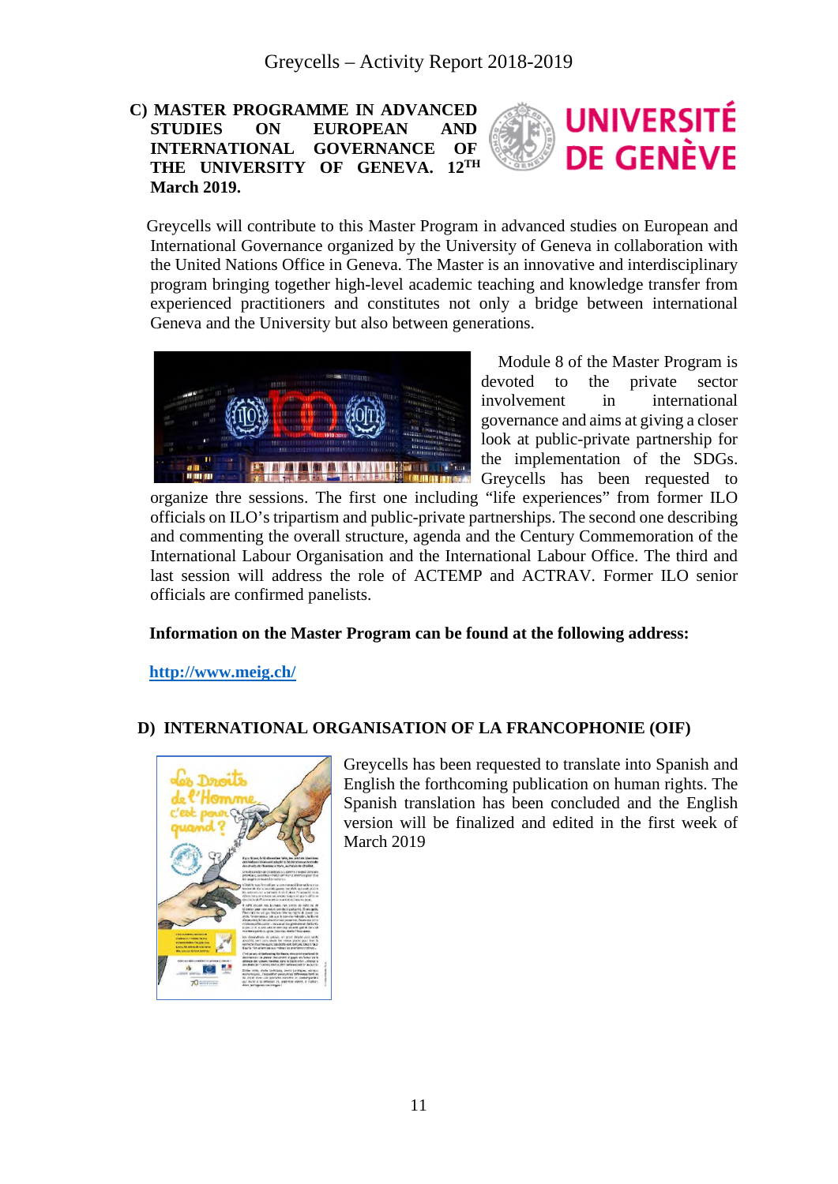## C) MASTER PROGRAMME IN ADVANCED STUDIES ON EUROPEAN AND INTERNATIONAL GOVERNANCE OF THE UNIVERSITY OF GENEVA. 12TH March 2019.

Greycells will contribute to this Master Program in advanced studies on European and International Governance organized by the University of Geneva in collaboration with the United Nations Office in Geneva. The Master is an innovative and interdisciplinary program bringing together high-level academic teaching and knowledge transfer from experienced practitioners and constitutes not only a bridge between international Geneva and the University but also between generations.

Module 8 of the Master Program is devoted to the private sector involvement in international governance and aims at giving a closer look at public-private partnership for the implementation of the SDGs. Greycells has been requested to organize thre sessions. The first one including "life experiences" from former ILO officials on ILO's tripartism and public-private partnerships. The second one describing and commenting the overall structure, agenda and the Century Commemoration of the International Labour Organisation and the International Labour Office. The third and last session will address the role of ACTEMP and ACTRAV. Former ILO senior officials are confirmed panelists.

**Information on the Master Program can be found at the following address:**

**http://www.meig.ch/**

## D) INTERNATIONAL ORGANISATION OF LA FRANCOPHONIE (OIF)

Greycells has been requested to translate into Spanish and English the forthcoming publication on human rights. The Spanish translation has been concluded and the English version will be finalized and edited in the first week of March 2019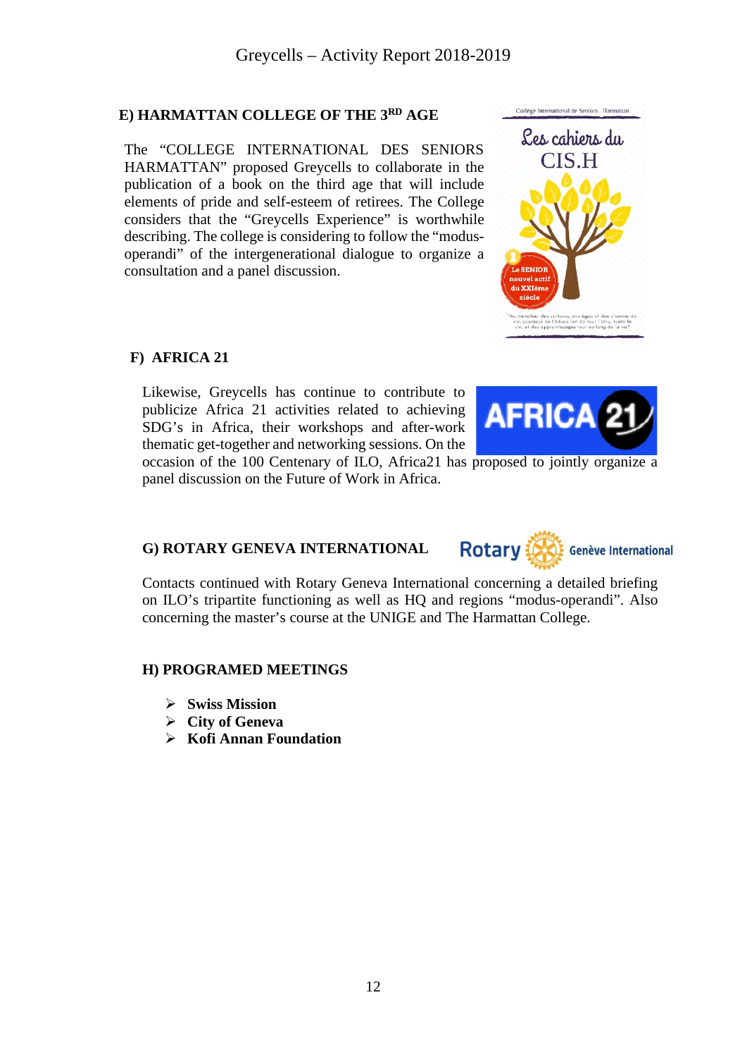## E) HARMATTAN COLLEGE OF THE 3RD AGE

The "COLLEGE INTERNATIONAL DES SENIORS HARMATTAN" proposed Greycells to collaborate in the publication of a book on the third age that will include elements of pride and self-esteem of retirees. The College considers that the "Greycells Experience" is worthwhile describing. The college is considering to follow the "modus-operandi" of the intergenerational dialogue to organize a consultation and a panel discussion.

## F) AFRICA 21

Likewise, Greycells has continue to contribute to publicize Africa 21 activities related to achieving SDG's in Africa, their workshops and after-work thematic get-together and networking sessions. On the occasion of the 100 Centenary of ILO, Africa21 has proposed to jointly organize a panel discussion on the Future of Work in Africa.

## G) ROTARY GENEVA INTERNATIONAL

Contacts continued with Rotary Geneva International concerning a detailed briefing on ILO's tripartite functioning as well as HQ and regions "modus-operandi". Also concerning the master's course at the UNIGE and The Harmattan College.

## H) PROGRAMED MEETINGS

- **Swiss Mission**
- **City of Geneva**
- **Kofi Annan Foundation**